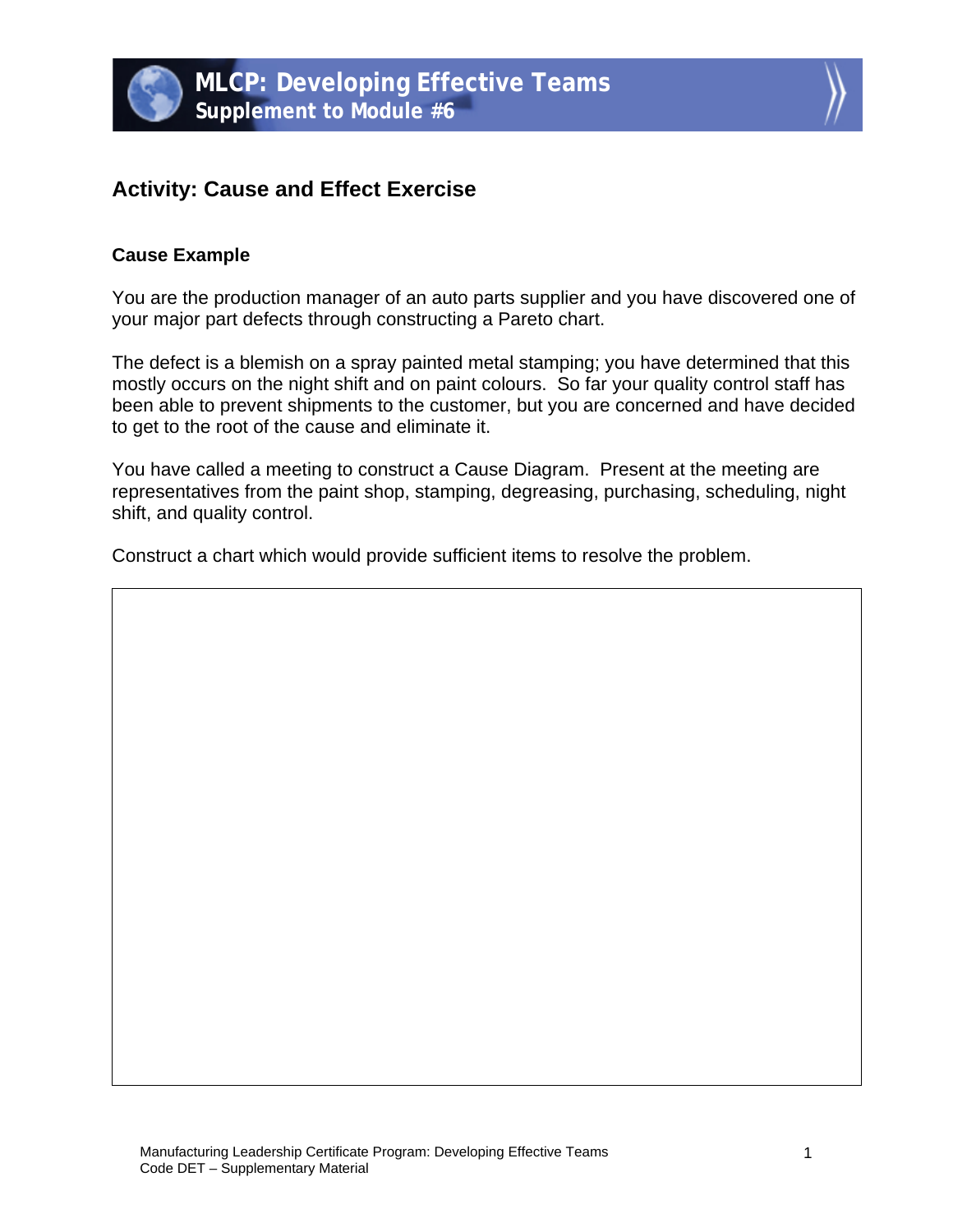# MLCP: Developing Effective Teams

**Supplement to Module #6**

## Activity: Cause and Effect Exercise

### Cause Example

You are the production manager of an auto parts supplier and you have discovered one of your major part defects through constructing a Pareto chart.

The defect is a blemish on a spray painted metal stamping; you have determined that this mostly occurs on the night shift and on paint colours. So far your quality control staff has been able to prevent shipments to the customer, but you are concerned and have decided to get to the root of the cause and eliminate it.

You have called a meeting to construct a Cause Diagram. Present at the meeting are representatives from the paint shop, stamping, degreasing, purchasing, scheduling, night shift, and quality control.

Construct a chart which would provide sufficient items to resolve the problem.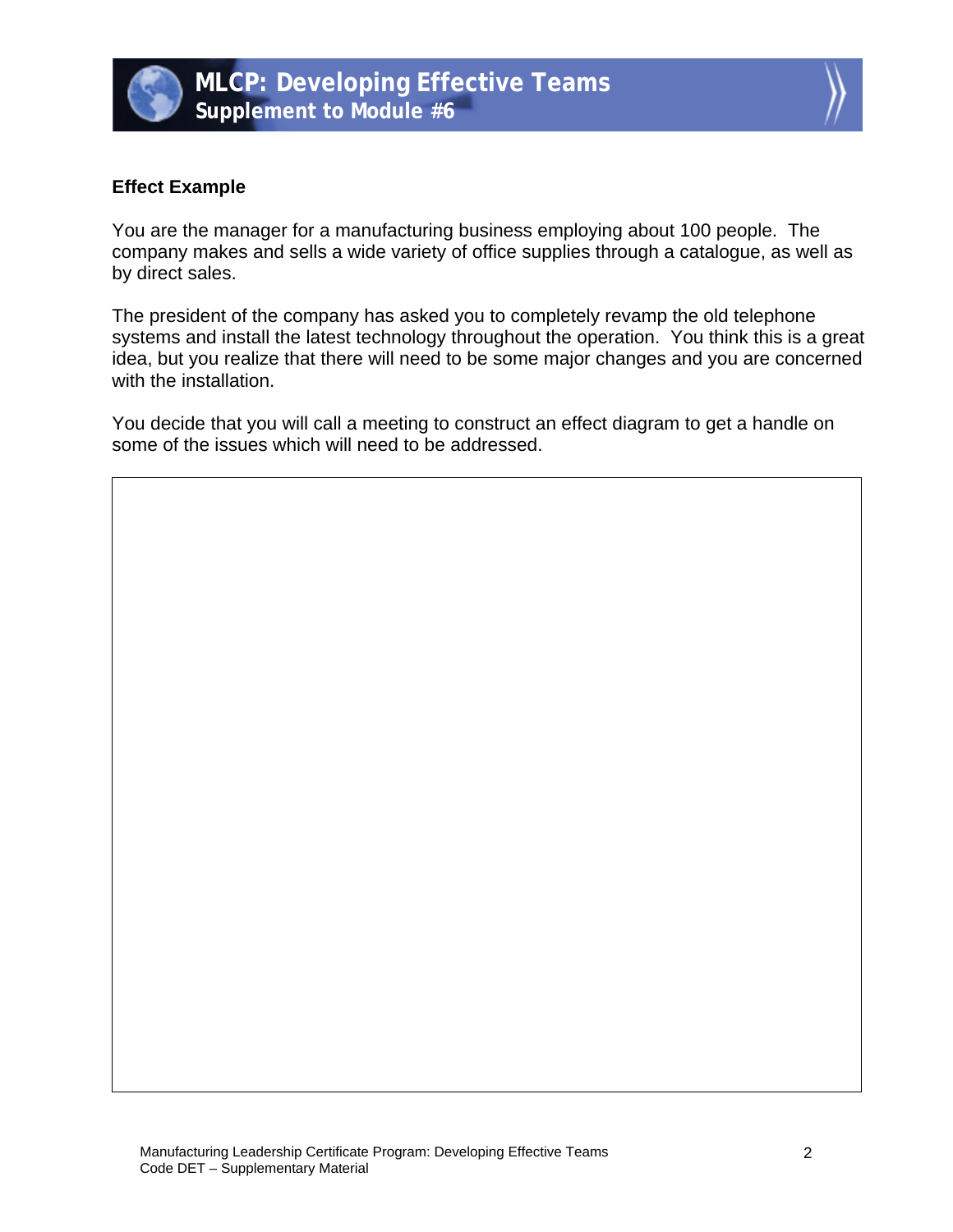**Effect Example**

You are the manager for a manufacturing business employing about 100 people. The company makes and sells a wide variety of office supplies through a catalogue, as well as by direct sales.

The president of the company has asked you to completely revamp the old telephone systems and install the latest technology throughout the operation. You think this is a great idea, but you realize that there will need to be some major changes and you are concerned with the installation.

You decide that you will call a meeting to construct an effect diagram to get a handle on some of the issues which will need to be addressed.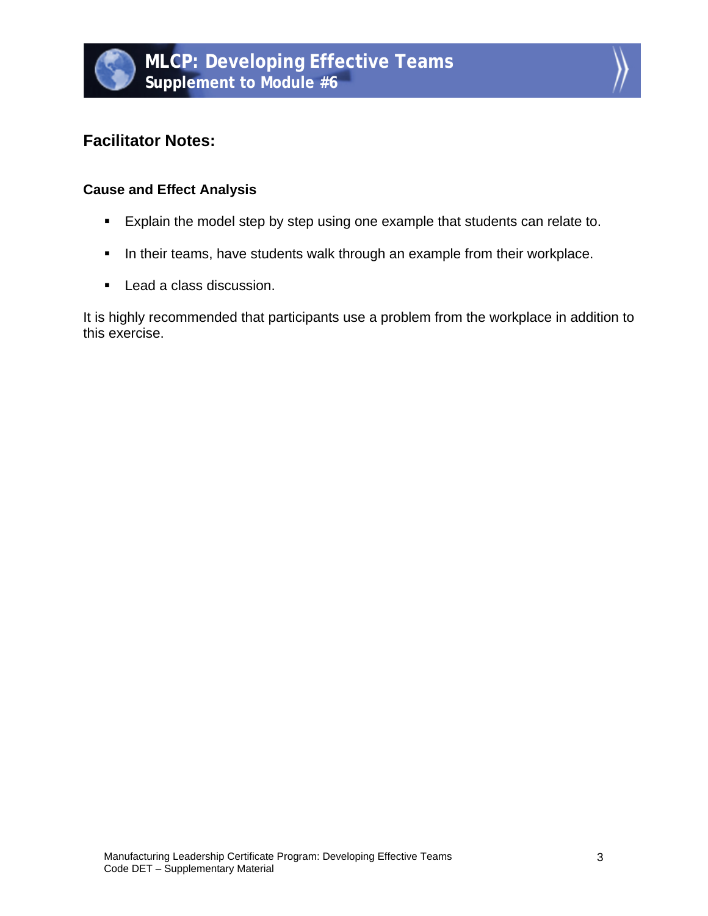## Facilitator Notes:

### Cause and Effect Analysis

- Explain the model step by step using one example that students can relate to.
- In their teams, have students walk through an example from their workplace.
- Lead a class discussion.

It is highly recommended that participants use a problem from the workplace in addition to this exercise.